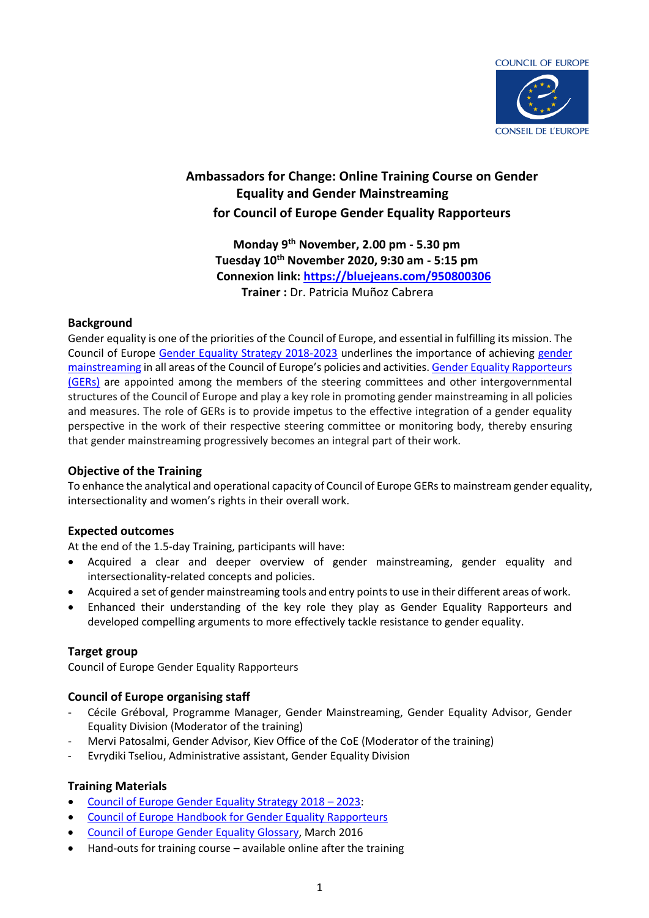COUNCIL OF EUROPE

CONSEIL DE L'EUROPE

# Ambassadors for Change: Online Training Course on Gender Equality and Gender Mainstreaming for Council of Europe Gender Equality Rapporteurs

**Monday 9th November, 2.00 pm - 5.30 pm**
**Tuesday 10th November 2020, 9:30 am - 5:15 pm**
**Connexion link: https://bluejeans.com/950800306**
**Trainer :** Dr. Patricia Muñoz Cabrera

## Background

Gender equality is one of the priorities of the Council of Europe, and essential in fulfilling its mission. The Council of Europe Gender Equality Strategy 2018-2023 underlines the importance of achieving gender mainstreaming in all areas of the Council of Europe's policies and activities. Gender Equality Rapporteurs (GERs) are appointed among the members of the steering committees and other intergovernmental structures of the Council of Europe and play a key role in promoting gender mainstreaming in all policies and measures. The role of GERs is to provide impetus to the effective integration of a gender equality perspective in the work of their respective steering committee or monitoring body, thereby ensuring that gender mainstreaming progressively becomes an integral part of their work.

## Objective of the Training

To enhance the analytical and operational capacity of Council of Europe GERs to mainstream gender equality, intersectionality and women's rights in their overall work.

## Expected outcomes

At the end of the 1.5-day Training, participants will have:

- Acquired a clear and deeper overview of gender mainstreaming, gender equality and intersectionality-related concepts and policies.
- Acquired a set of gender mainstreaming tools and entry points to use in their different areas of work.
- Enhanced their understanding of the key role they play as Gender Equality Rapporteurs and developed compelling arguments to more effectively tackle resistance to gender equality.

## Target group

Council of Europe Gender Equality Rapporteurs

## Council of Europe organising staff

- Cécile Gréboval, Programme Manager, Gender Mainstreaming, Gender Equality Advisor, Gender Equality Division (Moderator of the training)
- Mervi Patosalmi, Gender Advisor, Kiev Office of the CoE (Moderator of the training)
- Evrydiki Tseliou, Administrative assistant, Gender Equality Division

## Training Materials

- Council of Europe Gender Equality Strategy 2018 – 2023:
- Council of Europe Handbook for Gender Equality Rapporteurs
- Council of Europe Gender Equality Glossary, March 2016
- Hand-outs for training course – available online after the training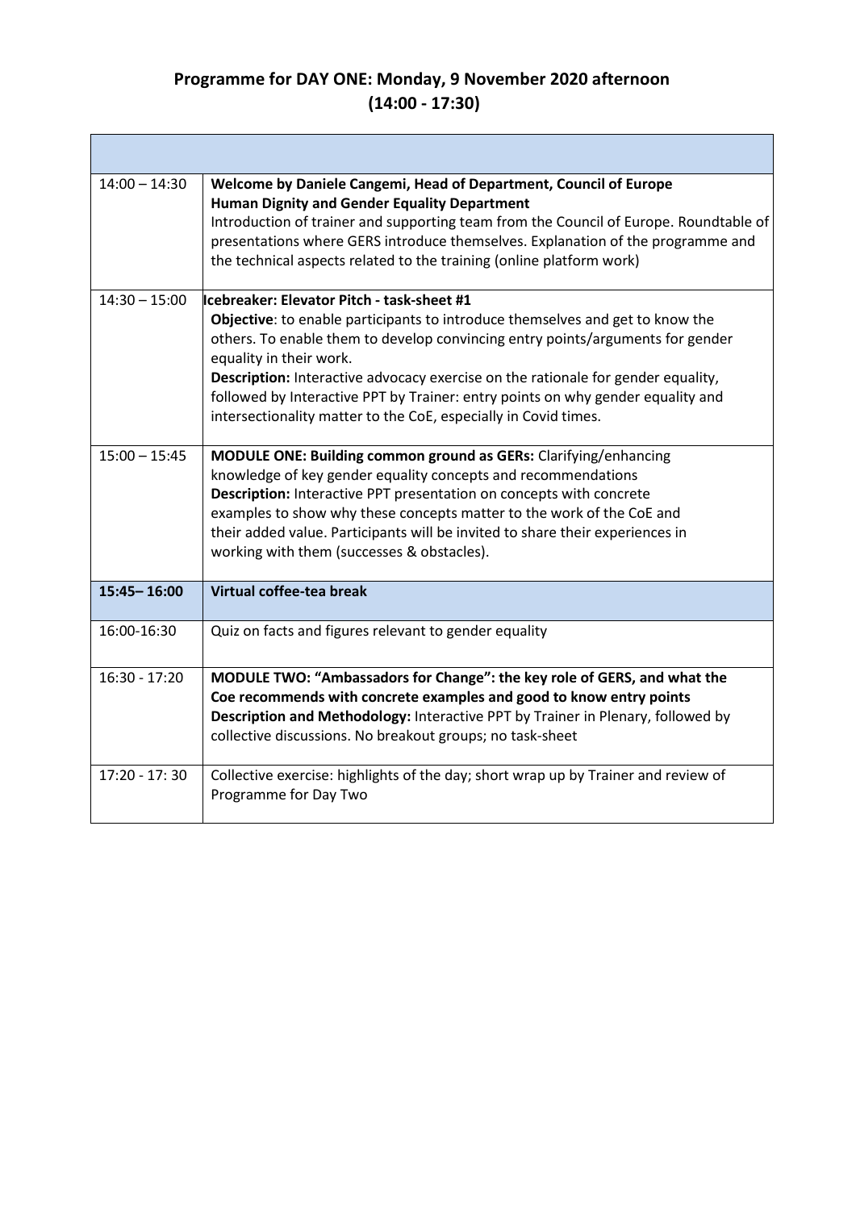## Programme for DAY ONE: Monday, 9 November 2020 afternoon (14:00 - 17:30)

| | |
|---|---|
| 14:00 – 14:30 | **Welcome by Daniele Cangemi, Head of Department, Council of Europe Human Dignity and Gender Equality Department**<br>Introduction of trainer and supporting team from the Council of Europe. Roundtable of presentations where GERS introduce themselves. Explanation of the programme and the technical aspects related to the training (online platform work) |
| 14:30 – 15:00 | **Icebreaker: Elevator Pitch - task-sheet #1**<br>**Objective**: to enable participants to introduce themselves and get to know the others. To enable them to develop convincing entry points/arguments for gender equality in their work.<br>**Description:** Interactive advocacy exercise on the rationale for gender equality, followed by Interactive PPT by Trainer: entry points on why gender equality and intersectionality matter to the CoE, especially in Covid times. |
| 15:00 – 15:45 | **MODULE ONE: Building common ground as GERs:** Clarifying/enhancing knowledge of key gender equality concepts and recommendations<br>**Description:** Interactive PPT presentation on concepts with concrete examples to show why these concepts matter to the work of the CoE and their added value. Participants will be invited to share their experiences in working with them (successes & obstacles). |
| **15:45– 16:00** | **Virtual coffee-tea break** |
| 16:00-16:30 | Quiz on facts and figures relevant to gender equality |
| 16:30 - 17:20 | **MODULE TWO: "Ambassadors for Change": the key role of GERS, and what the Coe recommends with concrete examples and good to know entry points**<br>**Description and Methodology:** Interactive PPT by Trainer in Plenary, followed by collective discussions. No breakout groups; no task-sheet |
| 17:20 - 17: 30 | Collective exercise: highlights of the day; short wrap up by Trainer and review of Programme for Day Two |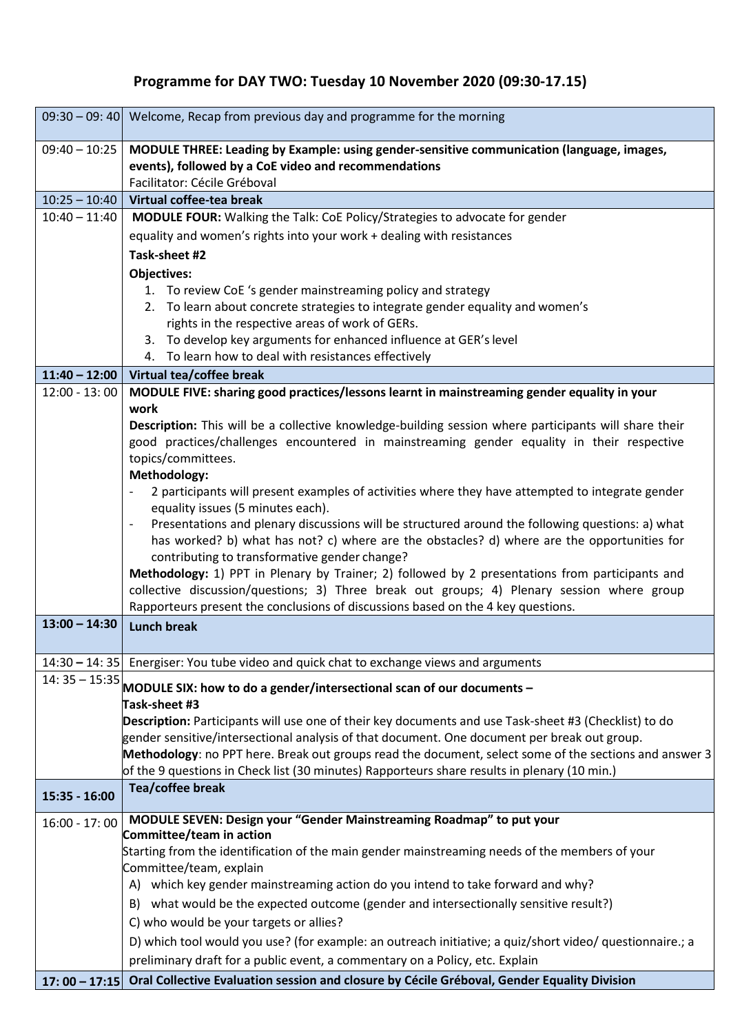# Programme for DAY TWO: Tuesday 10 November 2020 (09:30-17.15)

| | |
|---|---|
| 09:30 – 09: 40 | Welcome, Recap from previous day and programme for the morning |
| 09:40 – 10:25 | **MODULE THREE: Leading by Example: using gender-sensitive communication (language, images, events), followed by a CoE video and recommendations**<br>Facilitator: Cécile Gréboval |
| 10:25 – 10:40 | **Virtual coffee-tea break** |
| 10:40 – 11:40 | **MODULE FOUR:** Walking the Talk: CoE Policy/Strategies to advocate for gender equality and women's rights into your work + dealing with resistances<br>**Task-sheet #2**<br>**Objectives:**<br>1. To review CoE 's gender mainstreaming policy and strategy<br>2. To learn about concrete strategies to integrate gender equality and women's rights in the respective areas of work of GERs.<br>3. To develop key arguments for enhanced influence at GER's level<br>4. To learn how to deal with resistances effectively |
| **11:40 – 12:00** | **Virtual tea/coffee break** |
| 12:00 - 13: 00 | **MODULE FIVE: sharing good practices/lessons learnt in mainstreaming gender equality in your work**<br>**Description:** This will be a collective knowledge-building session where participants will share their good practices/challenges encountered in mainstreaming gender equality in their respective topics/committees.<br>**Methodology:**<br>- 2 participants will present examples of activities where they have attempted to integrate gender equality issues (5 minutes each).<br>- Presentations and plenary discussions will be structured around the following questions: a) what has worked? b) what has not? c) where are the obstacles? d) where are the opportunities for contributing to transformative gender change?<br>**Methodology:** 1) PPT in Plenary by Trainer; 2) followed by 2 presentations from participants and collective discussion/questions; 3) Three break out groups; 4) Plenary session where group Rapporteurs present the conclusions of discussions based on the 4 key questions. |
| **13:00 – 14:30** | **Lunch break** |
| 14:30 **–** 14: 35 | Energiser: You tube video and quick chat to exchange views and arguments |
| 14: 35 – 15:35 | **MODULE SIX: how to do a gender/intersectional scan of our documents – Task-sheet #3**<br>**Description:** Participants will use one of their key documents and use Task-sheet #3 (Checklist) to do gender sensitive/intersectional analysis of that document. One document per break out group.<br>**Methodology**: no PPT here. Break out groups read the document, select some of the sections and answer 3 of the 9 questions in Check list (30 minutes) Rapporteurs share results in plenary (10 min.) |
| **15:35 - 16:00** | **Tea/coffee break** |
| 16:00 - 17: 00 | **MODULE SEVEN: Design your "Gender Mainstreaming Roadmap" to put your Committee/team in action**<br>Starting from the identification of the main gender mainstreaming needs of the members of your Committee/team, explain<br>A) which key gender mainstreaming action do you intend to take forward and why?<br>B) what would be the expected outcome (gender and intersectionally sensitive result?)<br>C) who would be your targets or allies?<br>D) which tool would you use? (for example: an outreach initiative; a quiz/short video/ questionnaire.; a preliminary draft for a public event, a commentary on a Policy, etc. Explain |
| **17: 00 – 17:15** | **Oral Collective Evaluation session and closure by Cécile Gréboval, Gender Equality Division** |